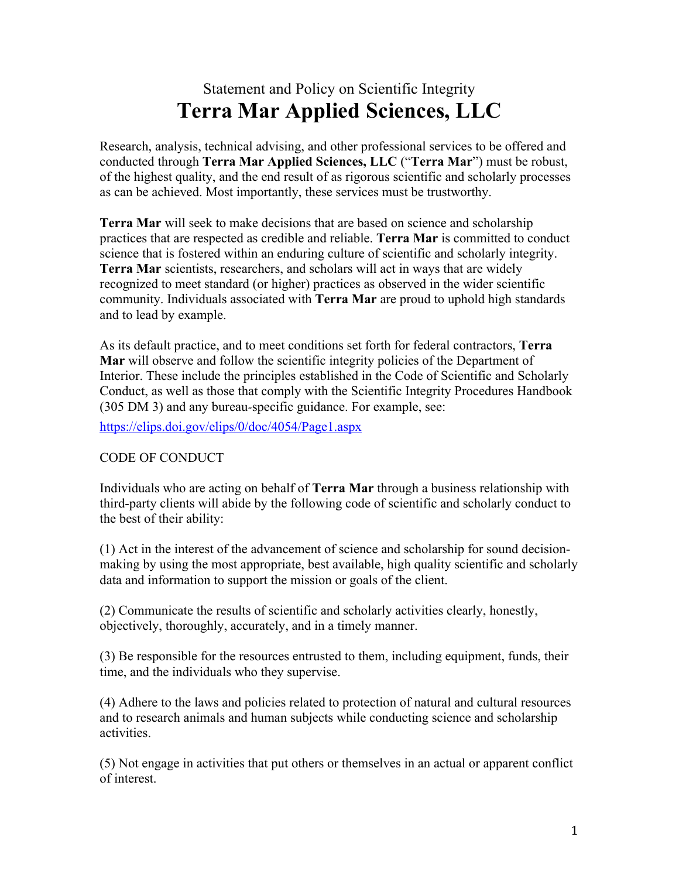Statement and Policy on Scientific Integrity

# Terra Mar Applied Sciences, LLC

Research, analysis, technical advising, and other professional services to be offered and conducted through **Terra Mar Applied Sciences, LLC** ("**Terra Mar**") must be robust, of the highest quality, and the end result of as rigorous scientific and scholarly processes as can be achieved. Most importantly, these services must be trustworthy.

**Terra Mar** will seek to make decisions that are based on science and scholarship practices that are respected as credible and reliable. **Terra Mar** is committed to conduct science that is fostered within an enduring culture of scientific and scholarly integrity. **Terra Mar** scientists, researchers, and scholars will act in ways that are widely recognized to meet standard (or higher) practices as observed in the wider scientific community. Individuals associated with **Terra Mar** are proud to uphold high standards and to lead by example.

As its default practice, and to meet conditions set forth for federal contractors, **Terra Mar** will observe and follow the scientific integrity policies of the Department of Interior. These include the principles established in the Code of Scientific and Scholarly Conduct, as well as those that comply with the Scientific Integrity Procedures Handbook (305 DM 3) and any bureau-specific guidance. For example, see:

https://elips.doi.gov/elips/0/doc/4054/Page1.aspx

## CODE OF CONDUCT

Individuals who are acting on behalf of **Terra Mar** through a business relationship with third-party clients will abide by the following code of scientific and scholarly conduct to the best of their ability:

(1) Act in the interest of the advancement of science and scholarship for sound decision-making by using the most appropriate, best available, high quality scientific and scholarly data and information to support the mission or goals of the client.

(2) Communicate the results of scientific and scholarly activities clearly, honestly, objectively, thoroughly, accurately, and in a timely manner.

(3) Be responsible for the resources entrusted to them, including equipment, funds, their time, and the individuals who they supervise.

(4) Adhere to the laws and policies related to protection of natural and cultural resources and to research animals and human subjects while conducting science and scholarship activities.

(5) Not engage in activities that put others or themselves in an actual or apparent conflict of interest.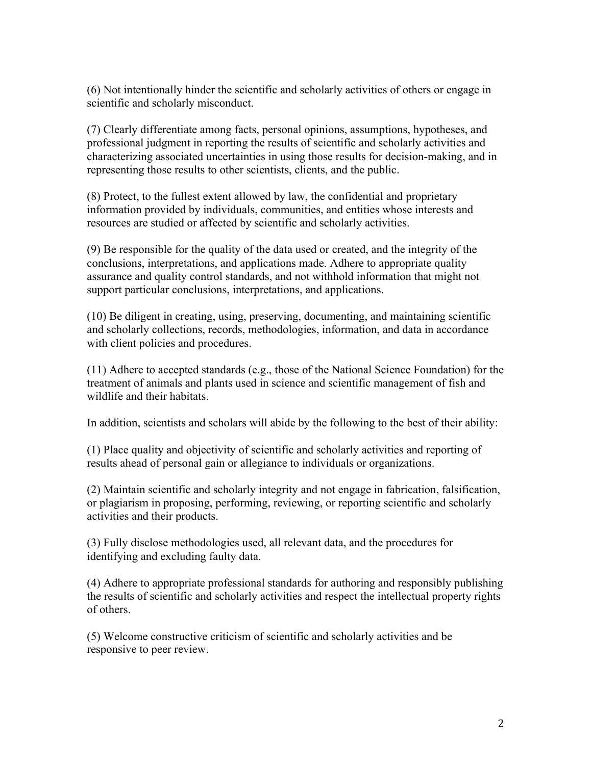(6) Not intentionally hinder the scientific and scholarly activities of others or engage in scientific and scholarly misconduct.

(7) Clearly differentiate among facts, personal opinions, assumptions, hypotheses, and professional judgment in reporting the results of scientific and scholarly activities and characterizing associated uncertainties in using those results for decision-making, and in representing those results to other scientists, clients, and the public.

(8) Protect, to the fullest extent allowed by law, the confidential and proprietary information provided by individuals, communities, and entities whose interests and resources are studied or affected by scientific and scholarly activities.

(9) Be responsible for the quality of the data used or created, and the integrity of the conclusions, interpretations, and applications made. Adhere to appropriate quality assurance and quality control standards, and not withhold information that might not support particular conclusions, interpretations, and applications.

(10) Be diligent in creating, using, preserving, documenting, and maintaining scientific and scholarly collections, records, methodologies, information, and data in accordance with client policies and procedures.

(11) Adhere to accepted standards (e.g., those of the National Science Foundation) for the treatment of animals and plants used in science and scientific management of fish and wildlife and their habitats.

In addition, scientists and scholars will abide by the following to the best of their ability:

(1) Place quality and objectivity of scientific and scholarly activities and reporting of results ahead of personal gain or allegiance to individuals or organizations.

(2) Maintain scientific and scholarly integrity and not engage in fabrication, falsification, or plagiarism in proposing, performing, reviewing, or reporting scientific and scholarly activities and their products.

(3) Fully disclose methodologies used, all relevant data, and the procedures for identifying and excluding faulty data.

(4) Adhere to appropriate professional standards for authoring and responsibly publishing the results of scientific and scholarly activities and respect the intellectual property rights of others.

(5) Welcome constructive criticism of scientific and scholarly activities and be responsive to peer review.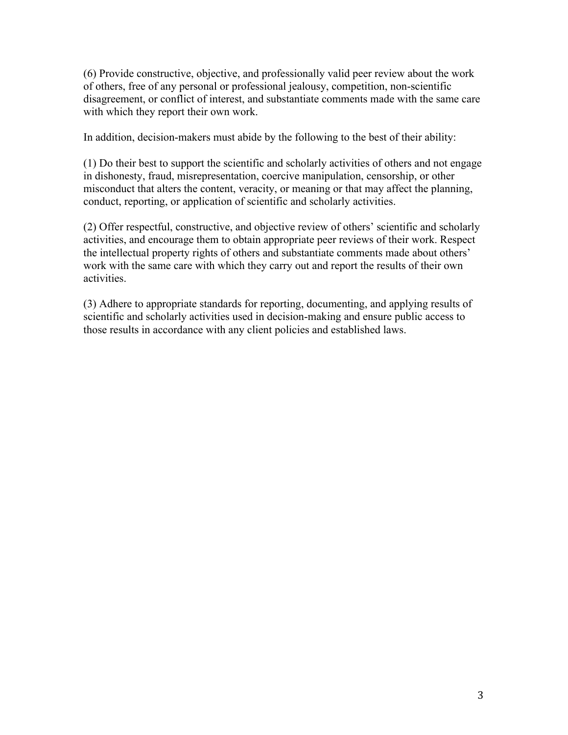(6) Provide constructive, objective, and professionally valid peer review about the work of others, free of any personal or professional jealousy, competition, non-scientific disagreement, or conflict of interest, and substantiate comments made with the same care with which they report their own work.

In addition, decision-makers must abide by the following to the best of their ability:

(1) Do their best to support the scientific and scholarly activities of others and not engage in dishonesty, fraud, misrepresentation, coercive manipulation, censorship, or other misconduct that alters the content, veracity, or meaning or that may affect the planning, conduct, reporting, or application of scientific and scholarly activities.

(2) Offer respectful, constructive, and objective review of others' scientific and scholarly activities, and encourage them to obtain appropriate peer reviews of their work. Respect the intellectual property rights of others and substantiate comments made about others' work with the same care with which they carry out and report the results of their own activities.

(3) Adhere to appropriate standards for reporting, documenting, and applying results of scientific and scholarly activities used in decision-making and ensure public access to those results in accordance with any client policies and established laws.